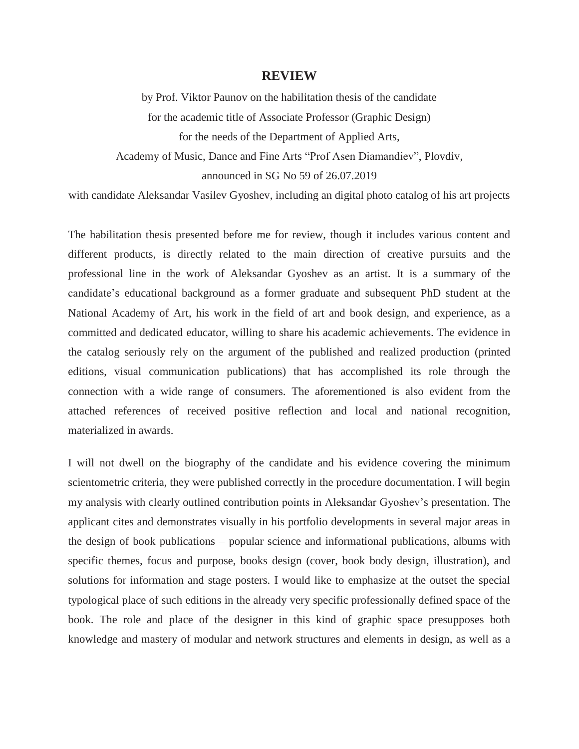# REVIEW

by Prof. Viktor Paunov on the habilitation thesis of the candidate
for the academic title of Associate Professor (Graphic Design)
for the needs of the Department of Applied Arts,
Academy of Music, Dance and Fine Arts "Prof Asen Diamandiev", Plovdiv,
announced in SG No 59 of 26.07.2019
with candidate Aleksandar Vasilev Gyoshev, including an digital photo catalog of his art projects

The habilitation thesis presented before me for review, though it includes various content and different products, is directly related to the main direction of creative pursuits and the professional line in the work of Aleksandar Gyoshev as an artist. It is a summary of the candidate's educational background as a former graduate and subsequent PhD student at the National Academy of Art, his work in the field of art and book design, and experience, as a committed and dedicated educator, willing to share his academic achievements. The evidence in the catalog seriously rely on the argument of the published and realized production (printed editions, visual communication publications) that has accomplished its role through the connection with a wide range of consumers. The aforementioned is also evident from the attached references of received positive reflection and local and national recognition, materialized in awards.

I will not dwell on the biography of the candidate and his evidence covering the minimum scientometric criteria, they were published correctly in the procedure documentation. I will begin my analysis with clearly outlined contribution points in Aleksandar Gyoshev's presentation. The applicant cites and demonstrates visually in his portfolio developments in several major areas in the design of book publications – popular science and informational publications, albums with specific themes, focus and purpose, books design (cover, book body design, illustration), and solutions for information and stage posters. I would like to emphasize at the outset the special typological place of such editions in the already very specific professionally defined space of the book. The role and place of the designer in this kind of graphic space presupposes both knowledge and mastery of modular and network structures and elements in design, as well as a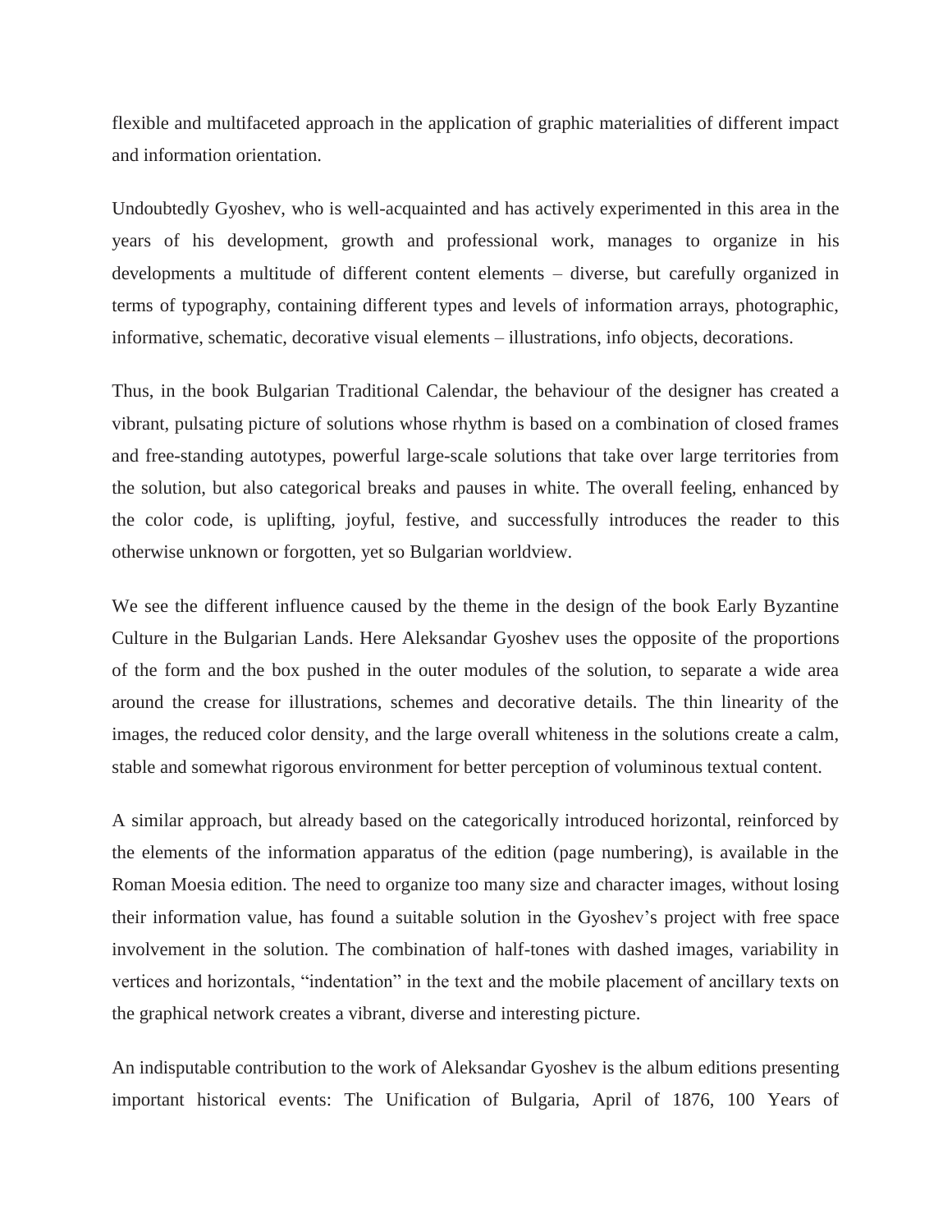flexible and multifaceted approach in the application of graphic materialities of different impact and information orientation.

Undoubtedly Gyoshev, who is well-acquainted and has actively experimented in this area in the years of his development, growth and professional work, manages to organize in his developments a multitude of different content elements – diverse, but carefully organized in terms of typography, containing different types and levels of information arrays, photographic, informative, schematic, decorative visual elements – illustrations, info objects, decorations.

Thus, in the book Bulgarian Traditional Calendar, the behaviour of the designer has created a vibrant, pulsating picture of solutions whose rhythm is based on a combination of closed frames and free-standing autotypes, powerful large-scale solutions that take over large territories from the solution, but also categorical breaks and pauses in white. The overall feeling, enhanced by the color code, is uplifting, joyful, festive, and successfully introduces the reader to this otherwise unknown or forgotten, yet so Bulgarian worldview.

We see the different influence caused by the theme in the design of the book Early Byzantine Culture in the Bulgarian Lands. Here Aleksandar Gyoshev uses the opposite of the proportions of the form and the box pushed in the outer modules of the solution, to separate a wide area around the crease for illustrations, schemes and decorative details. The thin linearity of the images, the reduced color density, and the large overall whiteness in the solutions create a calm, stable and somewhat rigorous environment for better perception of voluminous textual content.

A similar approach, but already based on the categorically introduced horizontal, reinforced by the elements of the information apparatus of the edition (page numbering), is available in the Roman Moesia edition. The need to organize too many size and character images, without losing their information value, has found a suitable solution in the Gyoshev's project with free space involvement in the solution. The combination of half-tones with dashed images, variability in vertices and horizontals, "indentation" in the text and the mobile placement of ancillary texts on the graphical network creates a vibrant, diverse and interesting picture.

An indisputable contribution to the work of Aleksandar Gyoshev is the album editions presenting important historical events: The Unification of Bulgaria, April of 1876, 100 Years of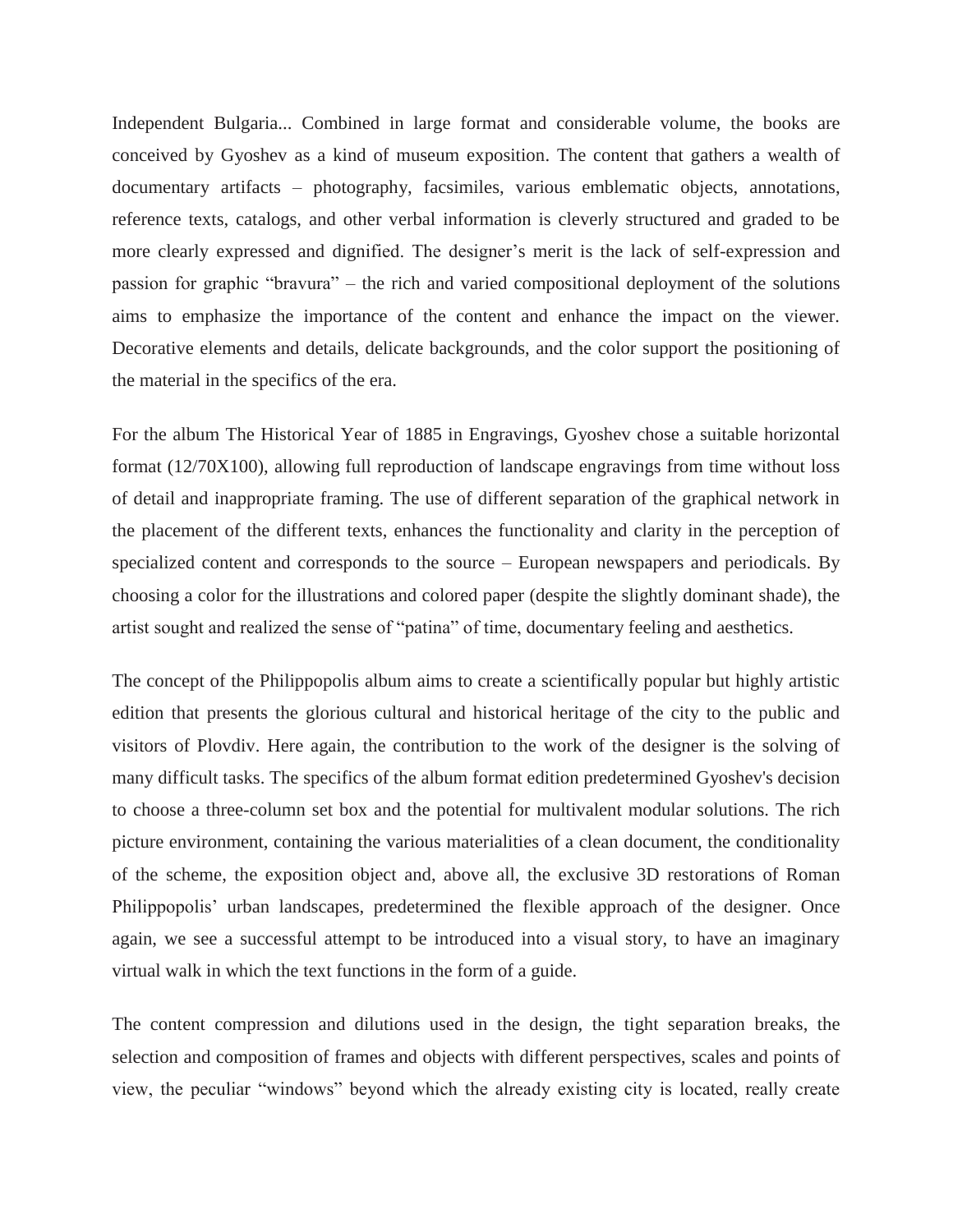Independent Bulgaria... Combined in large format and considerable volume, the books are conceived by Gyoshev as a kind of museum exposition. The content that gathers a wealth of documentary artifacts – photography, facsimiles, various emblematic objects, annotations, reference texts, catalogs, and other verbal information is cleverly structured and graded to be more clearly expressed and dignified. The designer's merit is the lack of self-expression and passion for graphic "bravura" – the rich and varied compositional deployment of the solutions aims to emphasize the importance of the content and enhance the impact on the viewer. Decorative elements and details, delicate backgrounds, and the color support the positioning of the material in the specifics of the era.

For the album The Historical Year of 1885 in Engravings, Gyoshev chose a suitable horizontal format (12/70X100), allowing full reproduction of landscape engravings from time without loss of detail and inappropriate framing. The use of different separation of the graphical network in the placement of the different texts, enhances the functionality and clarity in the perception of specialized content and corresponds to the source – European newspapers and periodicals. By choosing a color for the illustrations and colored paper (despite the slightly dominant shade), the artist sought and realized the sense of "patina" of time, documentary feeling and aesthetics.

The concept of the Philippopolis album aims to create a scientifically popular but highly artistic edition that presents the glorious cultural and historical heritage of the city to the public and visitors of Plovdiv. Here again, the contribution to the work of the designer is the solving of many difficult tasks. The specifics of the album format edition predetermined Gyoshev's decision to choose a three-column set box and the potential for multivalent modular solutions. The rich picture environment, containing the various materialities of a clean document, the conditionality of the scheme, the exposition object and, above all, the exclusive 3D restorations of Roman Philippopolis' urban landscapes, predetermined the flexible approach of the designer. Once again, we see a successful attempt to be introduced into a visual story, to have an imaginary virtual walk in which the text functions in the form of a guide.

The content compression and dilutions used in the design, the tight separation breaks, the selection and composition of frames and objects with different perspectives, scales and points of view, the peculiar "windows" beyond which the already existing city is located, really create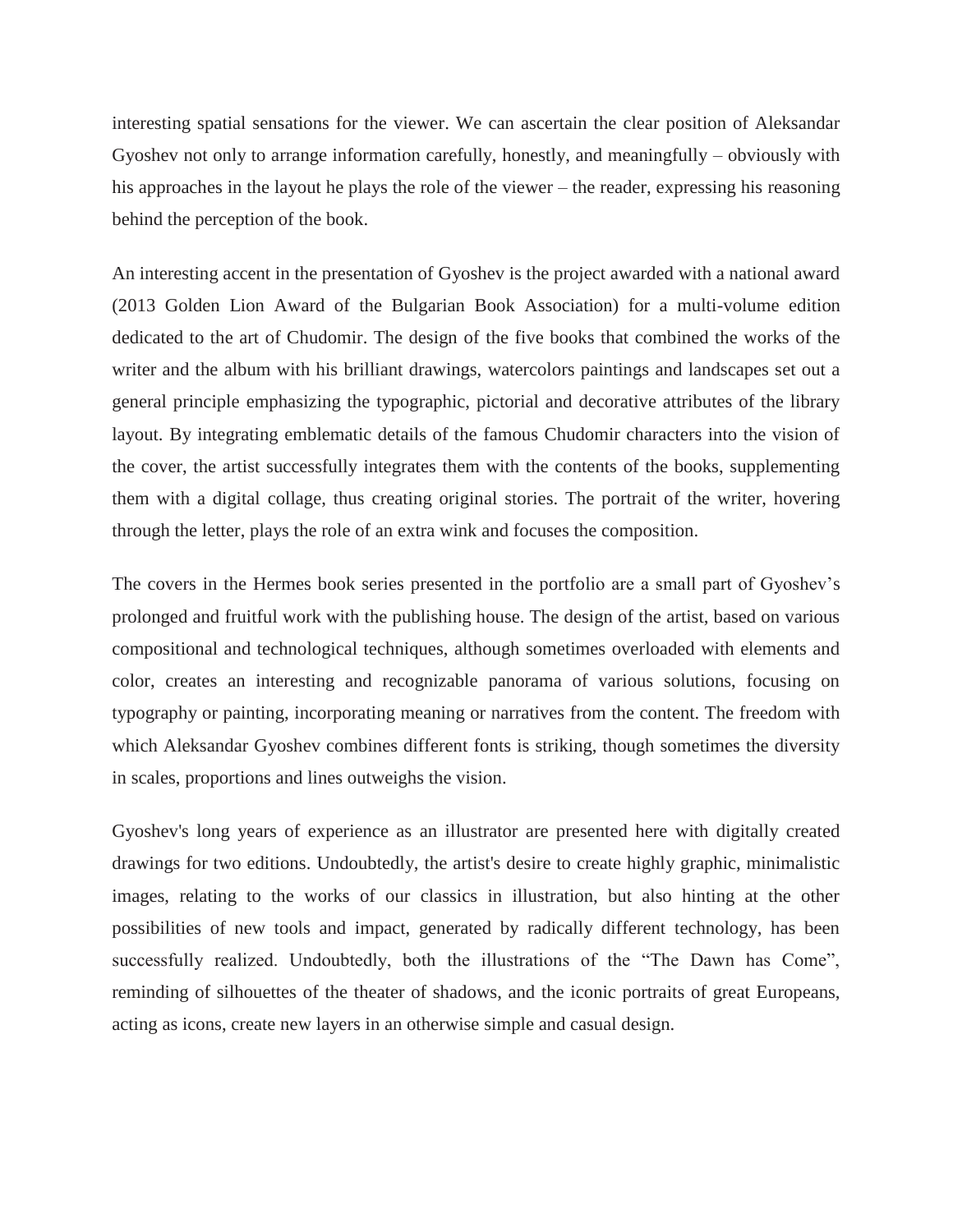interesting spatial sensations for the viewer. We can ascertain the clear position of Aleksandar Gyoshev not only to arrange information carefully, honestly, and meaningfully – obviously with his approaches in the layout he plays the role of the viewer – the reader, expressing his reasoning behind the perception of the book.

An interesting accent in the presentation of Gyoshev is the project awarded with a national award (2013 Golden Lion Award of the Bulgarian Book Association) for a multi-volume edition dedicated to the art of Chudomir. The design of the five books that combined the works of the writer and the album with his brilliant drawings, watercolors paintings and landscapes set out a general principle emphasizing the typographic, pictorial and decorative attributes of the library layout. By integrating emblematic details of the famous Chudomir characters into the vision of the cover, the artist successfully integrates them with the contents of the books, supplementing them with a digital collage, thus creating original stories. The portrait of the writer, hovering through the letter, plays the role of an extra wink and focuses the composition.

The covers in the Hermes book series presented in the portfolio are a small part of Gyoshev's prolonged and fruitful work with the publishing house. The design of the artist, based on various compositional and technological techniques, although sometimes overloaded with elements and color, creates an interesting and recognizable panorama of various solutions, focusing on typography or painting, incorporating meaning or narratives from the content. The freedom with which Aleksandar Gyoshev combines different fonts is striking, though sometimes the diversity in scales, proportions and lines outweighs the vision.

Gyoshev's long years of experience as an illustrator are presented here with digitally created drawings for two editions. Undoubtedly, the artist's desire to create highly graphic, minimalistic images, relating to the works of our classics in illustration, but also hinting at the other possibilities of new tools and impact, generated by radically different technology, has been successfully realized. Undoubtedly, both the illustrations of the "The Dawn has Come", reminding of silhouettes of the theater of shadows, and the iconic portraits of great Europeans, acting as icons, create new layers in an otherwise simple and casual design.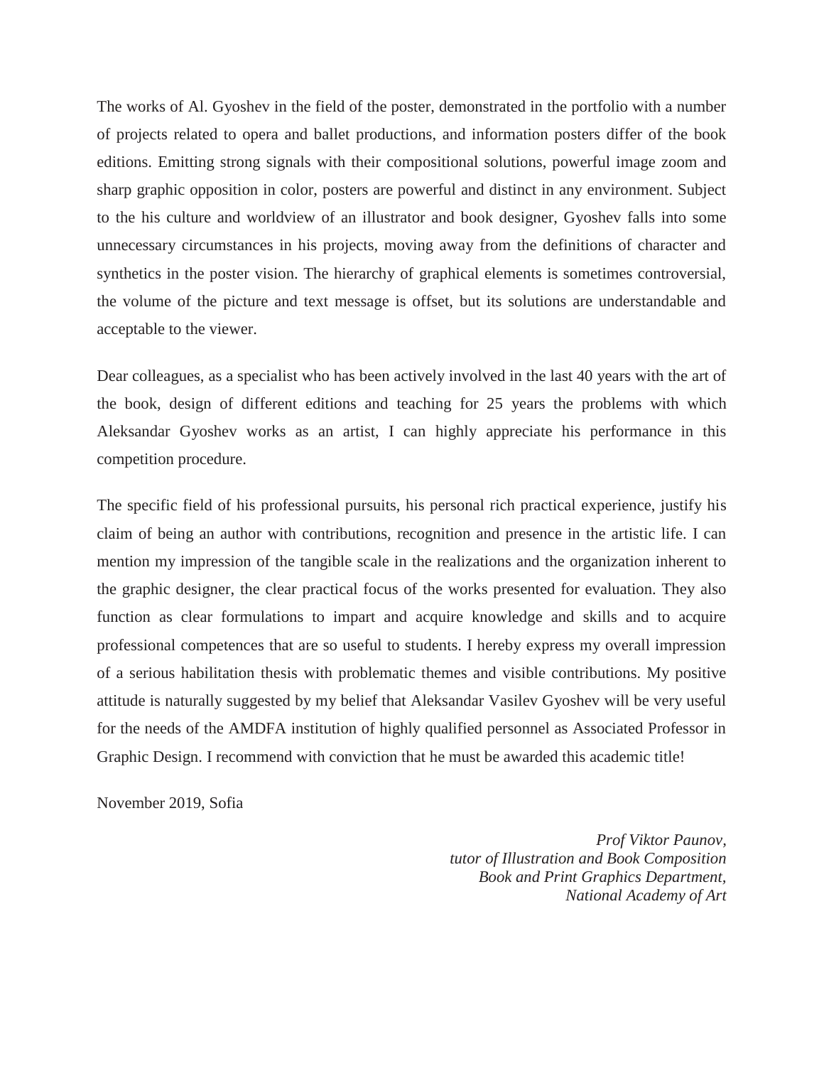The works of Al. Gyoshev in the field of the poster, demonstrated in the portfolio with a number of projects related to opera and ballet productions, and information posters differ of the book editions. Emitting strong signals with their compositional solutions, powerful image zoom and sharp graphic opposition in color, posters are powerful and distinct in any environment. Subject to the his culture and worldview of an illustrator and book designer, Gyoshev falls into some unnecessary circumstances in his projects, moving away from the definitions of character and synthetics in the poster vision. The hierarchy of graphical elements is sometimes controversial, the volume of the picture and text message is offset, but its solutions are understandable and acceptable to the viewer.

Dear colleagues, as a specialist who has been actively involved in the last 40 years with the art of the book, design of different editions and teaching for 25 years the problems with which Aleksandar Gyoshev works as an artist, I can highly appreciate his performance in this competition procedure.

The specific field of his professional pursuits, his personal rich practical experience, justify his claim of being an author with contributions, recognition and presence in the artistic life. I can mention my impression of the tangible scale in the realizations and the organization inherent to the graphic designer, the clear practical focus of the works presented for evaluation. They also function as clear formulations to impart and acquire knowledge and skills and to acquire professional competences that are so useful to students. I hereby express my overall impression of a serious habilitation thesis with problematic themes and visible contributions. My positive attitude is naturally suggested by my belief that Aleksandar Vasilev Gyoshev will be very useful for the needs of the AMDFA institution of highly qualified personnel as Associated Professor in Graphic Design. I recommend with conviction that he must be awarded this academic title!

November 2019, Sofia

*Prof Viktor Paunov,*
*tutor of Illustration and Book Composition*
*Book and Print Graphics Department,*
*National Academy of Art*